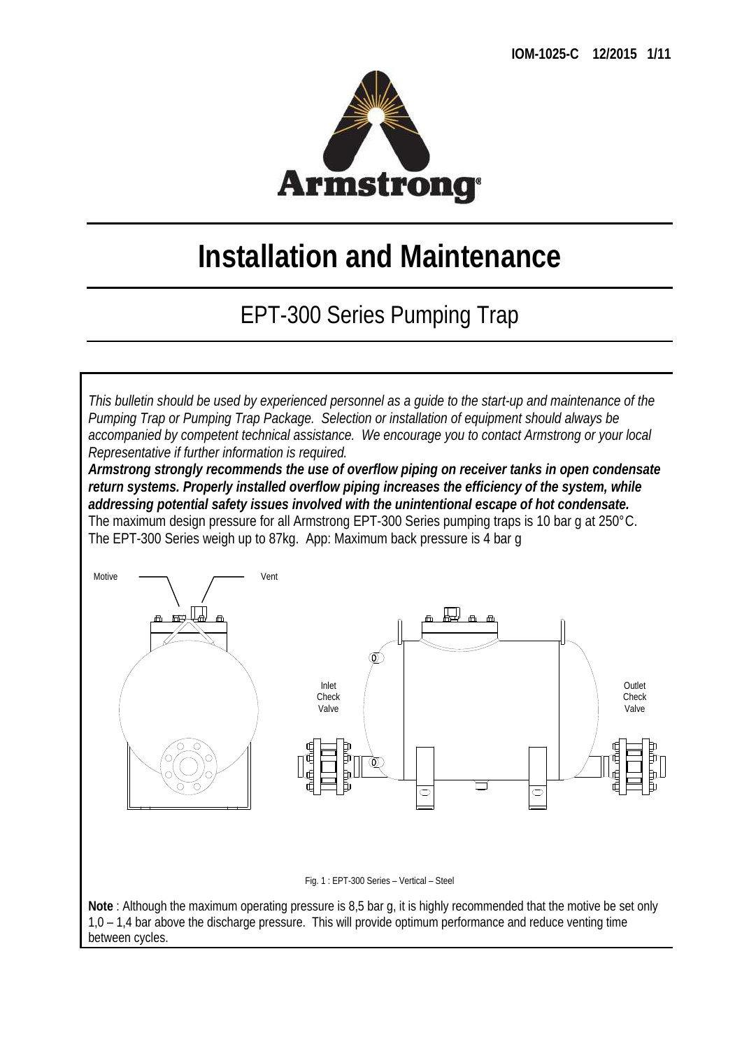# Installation and Maintenance

## EPT-300 Series Pumping Trap

*This bulletin should be used by experienced personnel as a guide to the start-up and maintenance of the Pumping Trap or Pumping Trap Package. Selection or installation of equipment should always be accompanied by competent technical assistance. We encourage you to contact Armstrong or your local Representative if further information is required.*

***Armstrong strongly recommends the use of overflow piping on receiver tanks in open condensate return systems. Properly installed overflow piping increases the efficiency of the system, while addressing potential safety issues involved with the unintentional escape of hot condensate.***

The maximum design pressure for all Armstrong EPT-300 Series pumping traps is 10 bar g at 250°C.
The EPT-300 Series weigh up to 87kg. App: Maximum back pressure is 4 bar g

Motive

Vent

Inlet Check Valve

Outlet Check Valve

Fig. 1 : EPT-300 Series – Vertical – Steel

**Note** : Although the maximum operating pressure is 8,5 bar g, it is highly recommended that the motive be set only 1,0 – 1,4 bar above the discharge pressure. This will provide optimum performance and reduce venting time between cycles.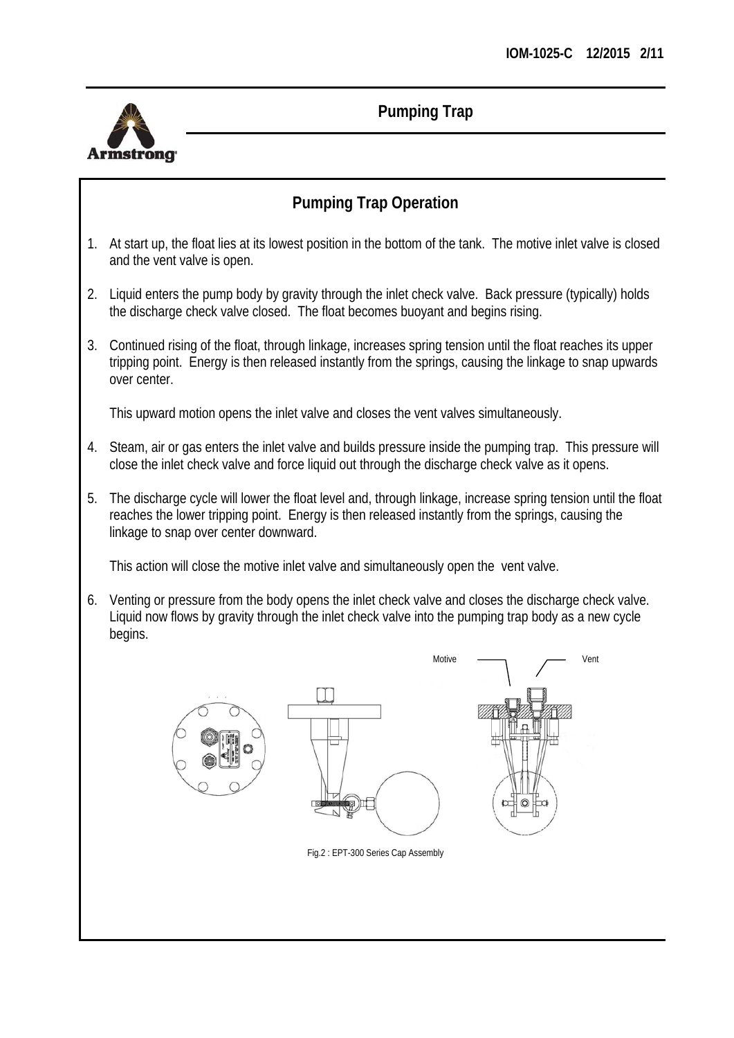# Pumping Trap

## Pumping Trap Operation

1. At start up, the float lies at its lowest position in the bottom of the tank. The motive inlet valve is closed and the vent valve is open.

2. Liquid enters the pump body by gravity through the inlet check valve. Back pressure (typically) holds the discharge check valve closed. The float becomes buoyant and begins rising.

3. Continued rising of the float, through linkage, increases spring tension until the float reaches its upper tripping point. Energy is then released instantly from the springs, causing the linkage to snap upwards over center.

   This upward motion opens the inlet valve and closes the vent valves simultaneously.

4. Steam, air or gas enters the inlet valve and builds pressure inside the pumping trap. This pressure will close the inlet check valve and force liquid out through the discharge check valve as it opens.

5. The discharge cycle will lower the float level and, through linkage, increase spring tension until the float reaches the lower tripping point. Energy is then released instantly from the springs, causing the linkage to snap over center downward.

   This action will close the motive inlet valve and simultaneously open the vent valve.

6. Venting or pressure from the body opens the inlet check valve and closes the discharge check valve. Liquid now flows by gravity through the inlet check valve into the pumping trap body as a new cycle begins.

Motive    Vent

Fig.2 : EPT-300 Series Cap Assembly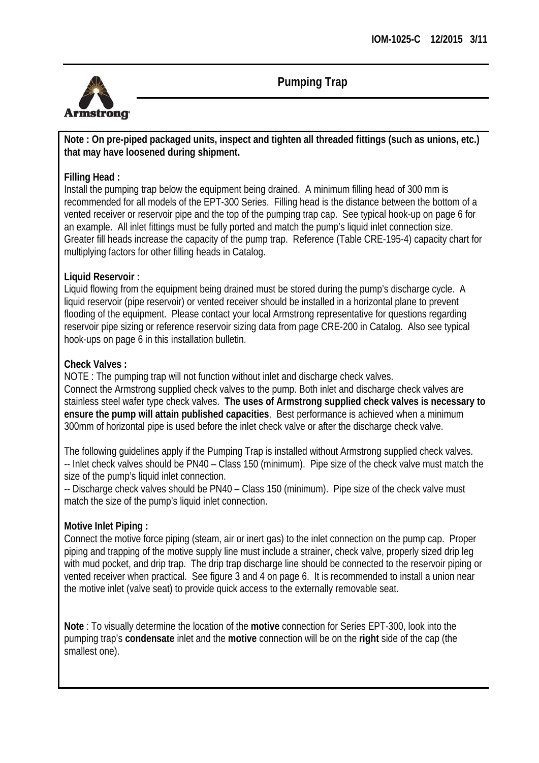# Pumping Trap

**Note : On pre-piped packaged units, inspect and tighten all threaded fittings (such as unions, etc.) that may have loosened during shipment.**

**Filling Head :**
Install the pumping trap below the equipment being drained. A minimum filling head of 300 mm is recommended for all models of the EPT-300 Series. Filling head is the distance between the bottom of a vented receiver or reservoir pipe and the top of the pumping trap cap. See typical hook-up on page 6 for an example. All inlet fittings must be fully ported and match the pump's liquid inlet connection size. Greater fill heads increase the capacity of the pump trap. Reference (Table CRE-195-4) capacity chart for multiplying factors for other filling heads in Catalog.

**Liquid Reservoir :**
Liquid flowing from the equipment being drained must be stored during the pump's discharge cycle. A liquid reservoir (pipe reservoir) or vented receiver should be installed in a horizontal plane to prevent flooding of the equipment. Please contact your local Armstrong representative for questions regarding reservoir pipe sizing or reference reservoir sizing data from page CRE-200 in Catalog. Also see typical hook-ups on page 6 in this installation bulletin.

**Check Valves :**
NOTE : The pumping trap will not function without inlet and discharge check valves.
Connect the Armstrong supplied check valves to the pump. Both inlet and discharge check valves are stainless steel wafer type check valves. **The uses of Armstrong supplied check valves is necessary to ensure the pump will attain published capacities**. Best performance is achieved when a minimum 300mm of horizontal pipe is used before the inlet check valve or after the discharge check valve.

The following guidelines apply if the Pumping Trap is installed without Armstrong supplied check valves.
-- Inlet check valves should be PN40 – Class 150 (minimum). Pipe size of the check valve must match the size of the pump's liquid inlet connection.
-- Discharge check valves should be PN40 – Class 150 (minimum). Pipe size of the check valve must match the size of the pump's liquid inlet connection.

**Motive Inlet Piping :**
Connect the motive force piping (steam, air or inert gas) to the inlet connection on the pump cap. Proper piping and trapping of the motive supply line must include a strainer, check valve, properly sized drip leg with mud pocket, and drip trap. The drip trap discharge line should be connected to the reservoir piping or vented receiver when practical. See figure 3 and 4 on page 6. It is recommended to install a union near the motive inlet (valve seat) to provide quick access to the externally removable seat.

**Note** : To visually determine the location of the **motive** connection for Series EPT-300, look into the pumping trap's **condensate** inlet and the **motive** connection will be on the **right** side of the cap (the smallest one).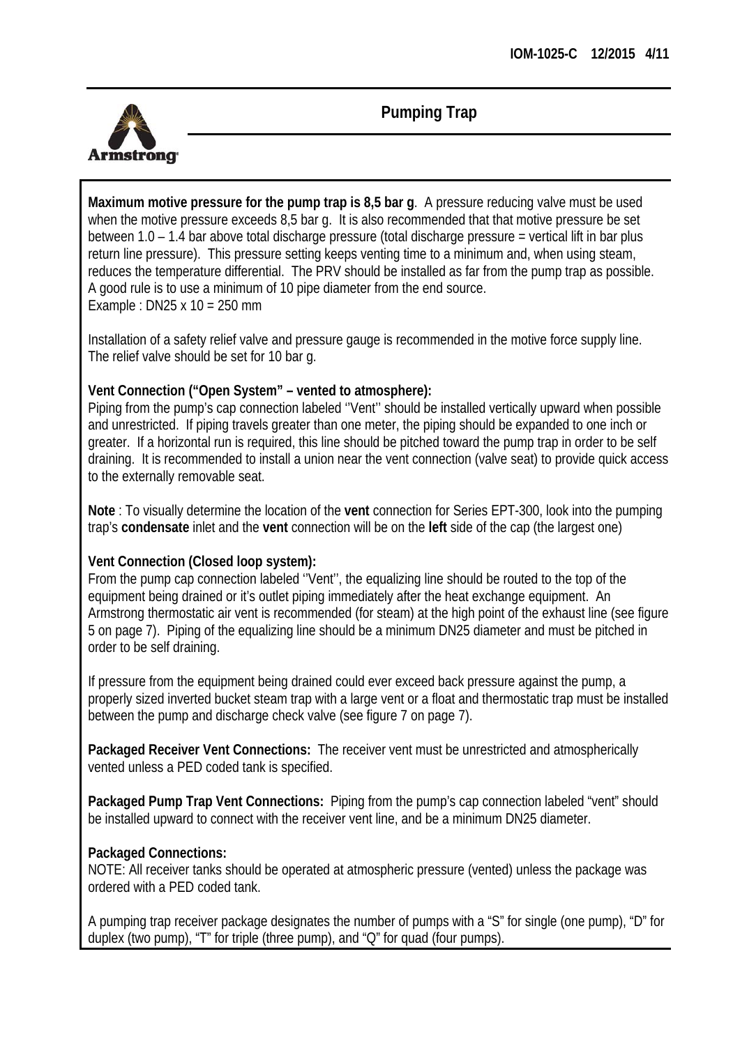## Pumping Trap

**Maximum motive pressure for the pump trap is 8,5 bar g**. A pressure reducing valve must be used when the motive pressure exceeds 8,5 bar g. It is also recommended that that motive pressure be set between 1.0 – 1.4 bar above total discharge pressure (total discharge pressure = vertical lift in bar plus return line pressure). This pressure setting keeps venting time to a minimum and, when using steam, reduces the temperature differential. The PRV should be installed as far from the pump trap as possible. A good rule is to use a minimum of 10 pipe diameter from the end source.
Example : DN25 x 10 = 250 mm

Installation of a safety relief valve and pressure gauge is recommended in the motive force supply line. The relief valve should be set for 10 bar g.

**Vent Connection ("Open System" – vented to atmosphere):**
Piping from the pump's cap connection labeled ''Vent'' should be installed vertically upward when possible and unrestricted. If piping travels greater than one meter, the piping should be expanded to one inch or greater. If a horizontal run is required, this line should be pitched toward the pump trap in order to be self draining. It is recommended to install a union near the vent connection (valve seat) to provide quick access to the externally removable seat.

**Note** : To visually determine the location of the **vent** connection for Series EPT-300, look into the pumping trap's **condensate** inlet and the **vent** connection will be on the **left** side of the cap (the largest one)

**Vent Connection (Closed loop system):**
From the pump cap connection labeled ''Vent'', the equalizing line should be routed to the top of the equipment being drained or it's outlet piping immediately after the heat exchange equipment. An Armstrong thermostatic air vent is recommended (for steam) at the high point of the exhaust line (see figure 5 on page 7). Piping of the equalizing line should be a minimum DN25 diameter and must be pitched in order to be self draining.

If pressure from the equipment being drained could ever exceed back pressure against the pump, a properly sized inverted bucket steam trap with a large vent or a float and thermostatic trap must be installed between the pump and discharge check valve (see figure 7 on page 7).

**Packaged Receiver Vent Connections:** The receiver vent must be unrestricted and atmospherically vented unless a PED coded tank is specified.

**Packaged Pump Trap Vent Connections:** Piping from the pump's cap connection labeled "vent" should be installed upward to connect with the receiver vent line, and be a minimum DN25 diameter.

**Packaged Connections:**
NOTE: All receiver tanks should be operated at atmospheric pressure (vented) unless the package was ordered with a PED coded tank.

A pumping trap receiver package designates the number of pumps with a "S" for single (one pump), "D" for duplex (two pump), "T" for triple (three pump), and "Q" for quad (four pumps).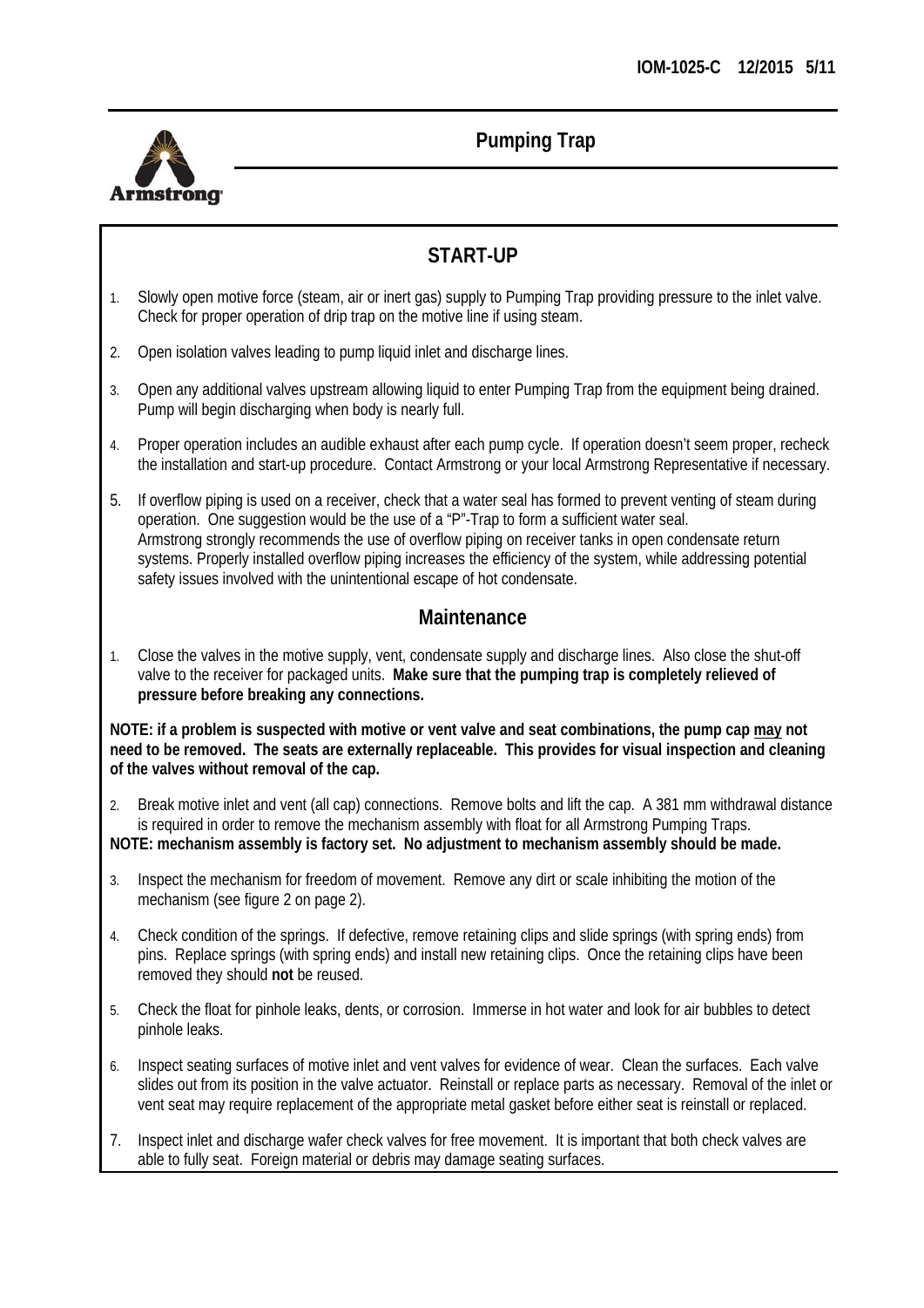## Pumping Trap

### START-UP

1. Slowly open motive force (steam, air or inert gas) supply to Pumping Trap providing pressure to the inlet valve. Check for proper operation of drip trap on the motive line if using steam.
2. Open isolation valves leading to pump liquid inlet and discharge lines.
3. Open any additional valves upstream allowing liquid to enter Pumping Trap from the equipment being drained. Pump will begin discharging when body is nearly full.
4. Proper operation includes an audible exhaust after each pump cycle. If operation doesn't seem proper, recheck the installation and start-up procedure. Contact Armstrong or your local Armstrong Representative if necessary.
5. If overflow piping is used on a receiver, check that a water seal has formed to prevent venting of steam during operation. One suggestion would be the use of a "P"-Trap to form a sufficient water seal.
   Armstrong strongly recommends the use of overflow piping on receiver tanks in open condensate return systems. Properly installed overflow piping increases the efficiency of the system, while addressing potential safety issues involved with the unintentional escape of hot condensate.

### Maintenance

1. Close the valves in the motive supply, vent, condensate supply and discharge lines. Also close the shut-off valve to the receiver for packaged units. **Make sure that the pumping trap is completely relieved of pressure before breaking any connections.**

**NOTE: if a problem is suspected with motive or vent valve and seat combinations, the pump cap <u>may</u> not need to be removed. The seats are externally replaceable. This provides for visual inspection and cleaning of the valves without removal of the cap.**

2. Break motive inlet and vent (all cap) connections. Remove bolts and lift the cap. A 381 mm withdrawal distance is required in order to remove the mechanism assembly with float for all Armstrong Pumping Traps.

**NOTE: mechanism assembly is factory set. No adjustment to mechanism assembly should be made.**

3. Inspect the mechanism for freedom of movement. Remove any dirt or scale inhibiting the motion of the mechanism (see figure 2 on page 2).
4. Check condition of the springs. If defective, remove retaining clips and slide springs (with spring ends) from pins. Replace springs (with spring ends) and install new retaining clips. Once the retaining clips have been removed they should **not** be reused.
5. Check the float for pinhole leaks, dents, or corrosion. Immerse in hot water and look for air bubbles to detect pinhole leaks.
6. Inspect seating surfaces of motive inlet and vent valves for evidence of wear. Clean the surfaces. Each valve slides out from its position in the valve actuator. Reinstall or replace parts as necessary. Removal of the inlet or vent seat may require replacement of the appropriate metal gasket before either seat is reinstall or replaced.
7. Inspect inlet and discharge wafer check valves for free movement. It is important that both check valves are able to fully seat. Foreign material or debris may damage seating surfaces.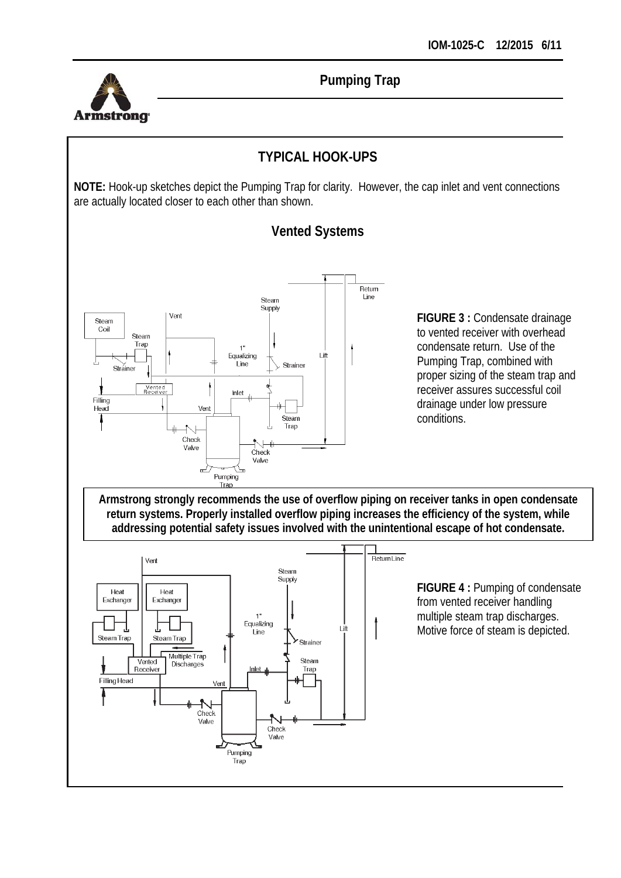# TYPICAL HOOK-UPS

**NOTE:** Hook-up sketches depict the Pumping Trap for clarity. However, the cap inlet and vent connections are actually located closer to each other than shown.

## Vented Systems

**FIGURE 3 :** Condensate drainage to vented receiver with overhead condensate return. Use of the Pumping Trap, combined with proper sizing of the steam trap and receiver assures successful coil drainage under low pressure conditions.

**Armstrong strongly recommends the use of overflow piping on receiver tanks in open condensate return systems. Properly installed overflow piping increases the efficiency of the system, while addressing potential safety issues involved with the unintentional escape of hot condensate.**

**FIGURE 4 :** Pumping of condensate from vented receiver handling multiple steam trap discharges. Motive force of steam is depicted.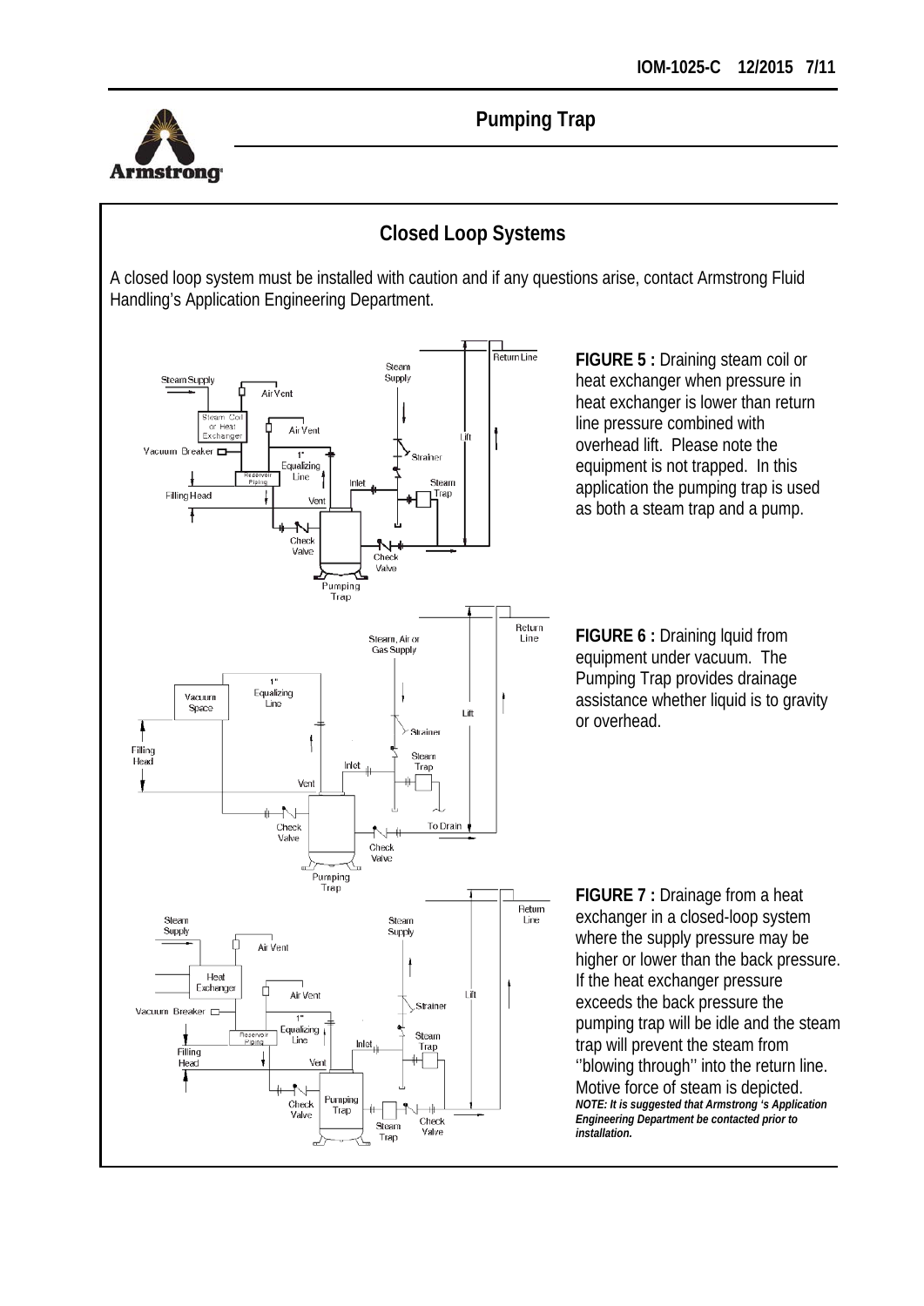# Pumping Trap

## Closed Loop Systems

A closed loop system must be installed with caution and if any questions arise, contact Armstrong Fluid Handling's Application Engineering Department.

**FIGURE 5 :** Draining steam coil or heat exchanger when pressure in heat exchanger is lower than return line pressure combined with overhead lift. Please note the equipment is not trapped. In this application the pumping trap is used as both a steam trap and a pump.

**FIGURE 6 :** Draining lquid from equipment under vacuum. The Pumping Trap provides drainage assistance whether liquid is to gravity or overhead.

**FIGURE 7 :** Drainage from a heat exchanger in a closed-loop system where the supply pressure may be higher or lower than the back pressure. If the heat exchanger pressure exceeds the back pressure the pumping trap will be idle and the steam trap will prevent the steam from ''blowing through'' into the return line. Motive force of steam is depicted.
***NOTE: It is suggested that Armstrong 's Application Engineering Department be contacted prior to installation.***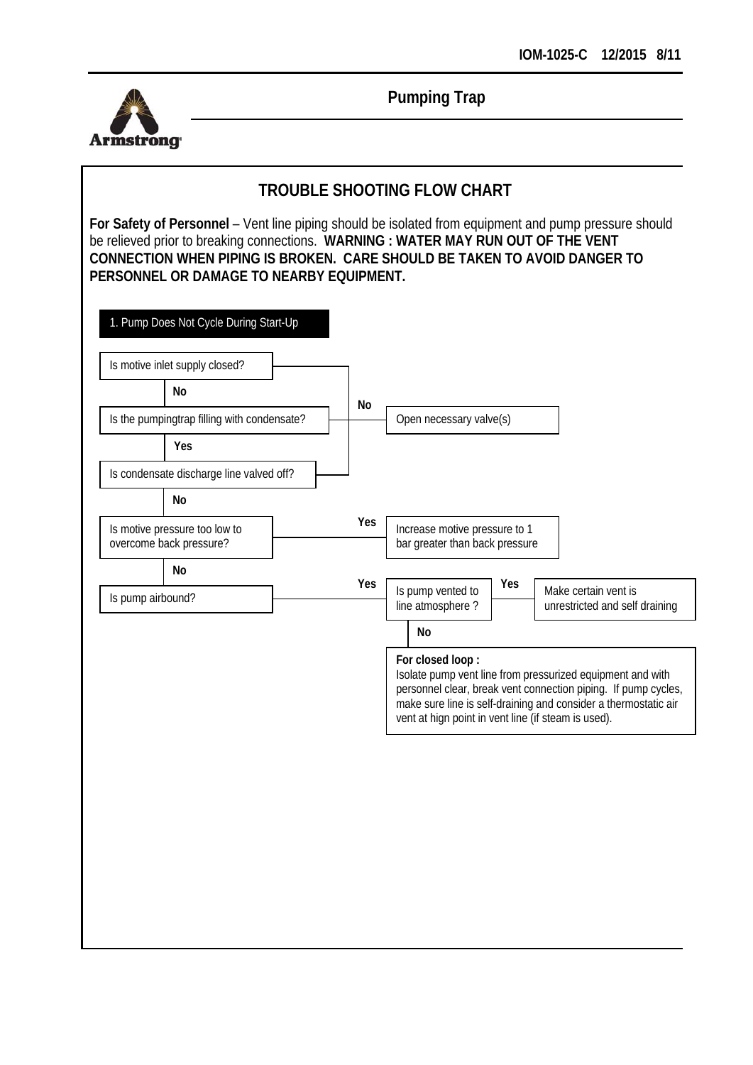## Pumping Trap

# TROUBLE SHOOTING FLOW CHART

**For Safety of Personnel** – Vent line piping should be isolated from equipment and pump pressure should be relieved prior to breaking connections. **WARNING : WATER MAY RUN OUT OF THE VENT CONNECTION WHEN PIPING IS BROKEN. CARE SHOULD BE TAKEN TO AVOID DANGER TO PERSONNEL OR DAMAGE TO NEARBY EQUIPMENT.**

### 1. Pump Does Not Cycle During Start-Up

- Is motive inlet supply closed?
  - **No** → Is the pumpingtrap filling with condensate?
    - **No** → Open necessary valve(s)
    - **Yes** → Is condensate discharge line valved off?
      - **No** → Is motive pressure too low to overcome back pressure?
        - **Yes** → Increase motive pressure to 1 bar greater than back pressure
        - **No** → Is pump airbound?
          - **Yes** → Is pump vented to line atmosphere ?
            - **Yes** → Make certain vent is unrestricted and self draining
            - **No** → **For closed loop :** Isolate pump vent line from pressurized equipment and with personnel clear, break vent connection piping. If pump cycles, make sure line is self-draining and consider a thermostatic air vent at hign point in vent line (if steam is used).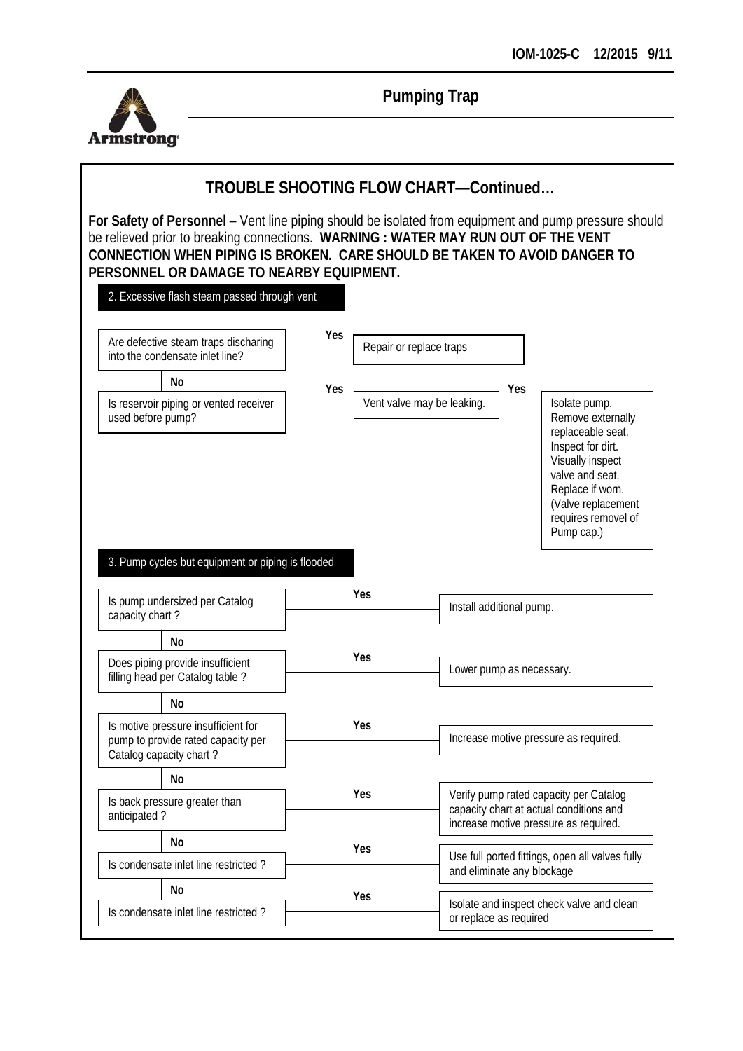# TROUBLE SHOOTING FLOW CHART—Continued…

**For Safety of Personnel** – Vent line piping should be isolated from equipment and pump pressure should be relieved prior to breaking connections. **WARNING : WATER MAY RUN OUT OF THE VENT CONNECTION WHEN PIPING IS BROKEN. CARE SHOULD BE TAKEN TO AVOID DANGER TO PERSONNEL OR DAMAGE TO NEARBY EQUIPMENT.**

## 2. Excessive flash steam passed through vent

- Are defective steam traps discharing into the condensate inlet line?
  - **Yes** → Repair or replace traps
  - **No** ↓
- Is reservoir piping or vented receiver used before pump?
  - **Yes** → Vent valve may be leaking.
    - **Yes** → Isolate pump. Remove externally replaceable seat. Inspect for dirt. Visually inspect valve and seat. Replace if worn. (Valve replacement requires removel of Pump cap.)

## 3. Pump cycles but equipment or piping is flooded

- Is pump undersized per Catalog capacity chart ?
  - **Yes** → Install additional pump.
  - **No** ↓
- Does piping provide insufficient filling head per Catalog table ?
  - **Yes** → Lower pump as necessary.
  - **No** ↓
- Is motive pressure insufficient for pump to provide rated capacity per Catalog capacity chart ?
  - **Yes** → Increase motive pressure as required.
  - **No** ↓
- Is back pressure greater than anticipated ?
  - **Yes** → Verify pump rated capacity per Catalog capacity chart at actual conditions and increase motive pressure as required.
  - **No** ↓
- Is condensate inlet line restricted ?
  - **Yes** → Use full ported fittings, open all valves fully and eliminate any blockage
  - **No** ↓
- Is condensate inlet line restricted ?
  - **Yes** → Isolate and inspect check valve and clean or replace as required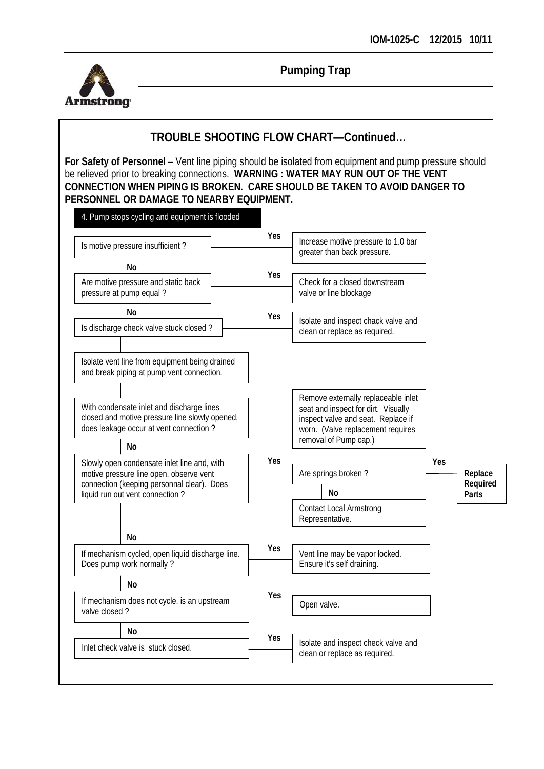## TROUBLE SHOOTING FLOW CHART—Continued…

**For Safety of Personnel** – Vent line piping should be isolated from equipment and pump pressure should be relieved prior to breaking connections. **WARNING : WATER MAY RUN OUT OF THE VENT CONNECTION WHEN PIPING IS BROKEN. CARE SHOULD BE TAKEN TO AVOID DANGER TO PERSONNEL OR DAMAGE TO NEARBY EQUIPMENT.**

### 4. Pump stops cycling and equipment is flooded

- Is motive pressure insufficient ?
  - **Yes** → Increase motive pressure to 1.0 bar greater than back pressure.
  - **No** ↓
- Are motive pressure and static back pressure at pump equal ?
  - **Yes** → Check for a closed downstream valve or line blockage
  - **No** ↓
- Is discharge check valve stuck closed ?
  - **Yes** → Isolate and inspect chack valve and clean or replace as required.
  - ↓
- Isolate vent line from equipment being drained and break piping at pump vent connection.
  - ↓
- With condensate inlet and discharge lines closed and motive pressure line slowly opened, does leakage occur at vent connection ?
  - → Remove externally replaceable inlet seat and inspect for dirt. Visually inspect valve and seat. Replace if worn. (Valve replacement requires removal of Pump cap.)
  - **No** ↓
- Slowly open condensate inlet line and, with motive pressure line open, observe vent connection (keeping personnal clear). Does liquid run out vent connection ?
  - **Yes** → Are springs broken ?
    - **Yes** → **Replace Required Parts**
    - **No** → Contact Local Armstrong Representative.
  - **No** ↓
- If mechanism cycled, open liquid discharge line. Does pump work normally ?
  - **Yes** → Vent line may be vapor locked. Ensure it's self draining.
  - **No** ↓
- If mechanism does not cycle, is an upstream valve closed ?
  - **Yes** → Open valve.
  - **No** ↓
- Inlet check valve is stuck closed.
  - **Yes** → Isolate and inspect check valve and clean or replace as required.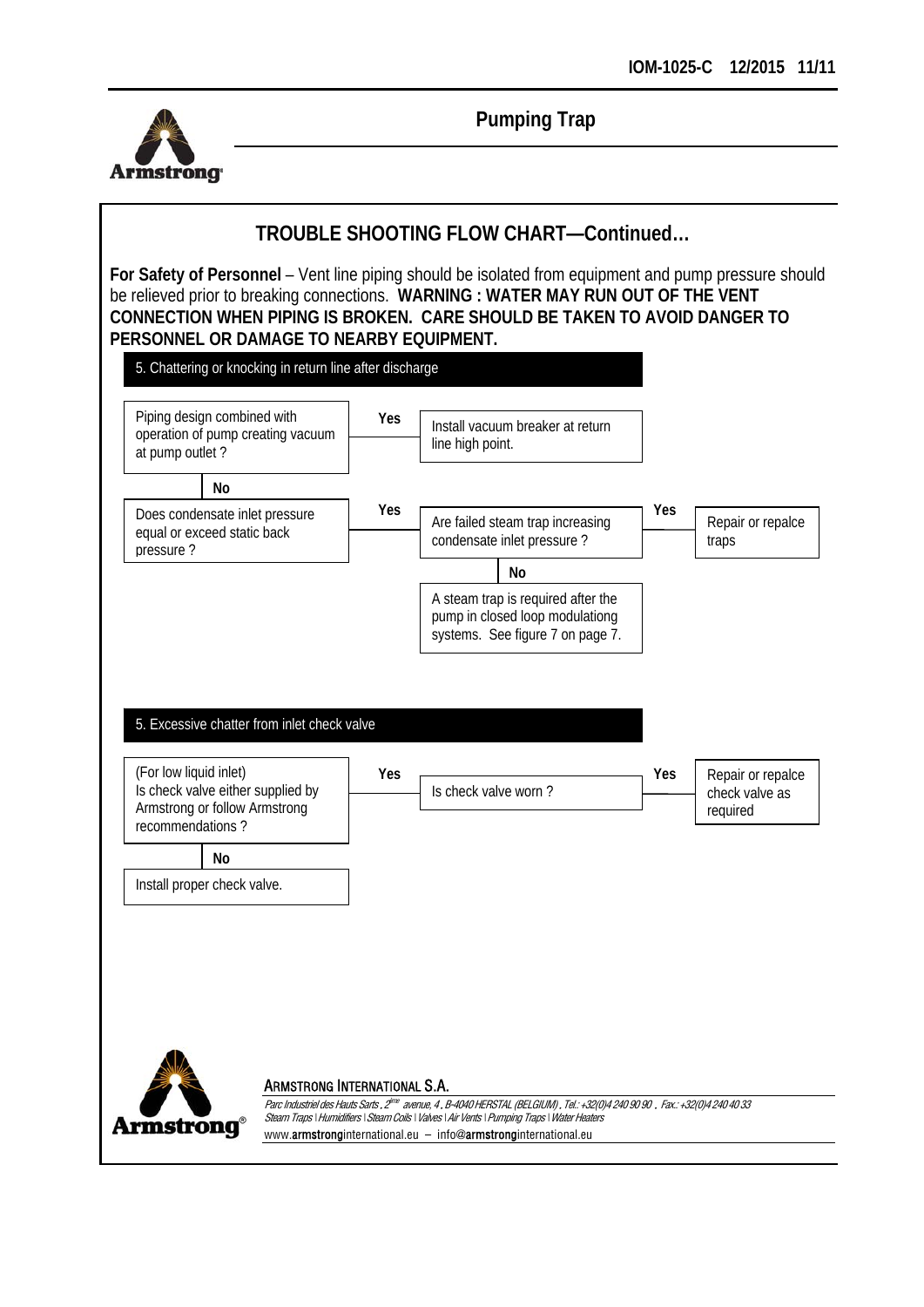# Pumping Trap

## TROUBLE SHOOTING FLOW CHART—Continued…

**For Safety of Personnel** – Vent line piping should be isolated from equipment and pump pressure should be relieved prior to breaking connections. **WARNING : WATER MAY RUN OUT OF THE VENT CONNECTION WHEN PIPING IS BROKEN. CARE SHOULD BE TAKEN TO AVOID DANGER TO PERSONNEL OR DAMAGE TO NEARBY EQUIPMENT.**

### 5. Chattering or knocking in return line after discharge

Piping design combined with operation of pump creating vacuum at pump outlet ?

Yes

Install vacuum breaker at return line high point.

No

Does condensate inlet pressure equal or exceed static back pressure ?

Yes

Are failed steam trap increasing condensate inlet pressure ?

Yes

Repair or repalce traps

No

A steam trap is required after the pump in closed loop modulationg systems. See figure 7 on page 7.

### 5. Excessive chatter from inlet check valve

(For low liquid inlet) Is check valve either supplied by Armstrong or follow Armstrong recommendations ?

Yes

Is check valve worn ?

Yes

Repair or repalce check valve as required

No

Install proper check valve.

ARMSTRONG INTERNATIONAL S.A.

*Parc Industriel des Hauts Sarts , 2ème avenue, 4 , B-4040 HERSTAL (BELGIUM) . Tel.: +32(0)4 240 90 90 . Fax.: +32(0)4 240 40 33*

*Steam Traps \ Humidifiers \ Steam Coils \ Valves \ Air Vents \ Pumping Traps \ Water Heaters*

www.**armstrong**international.eu – info@**armstrong**international.eu